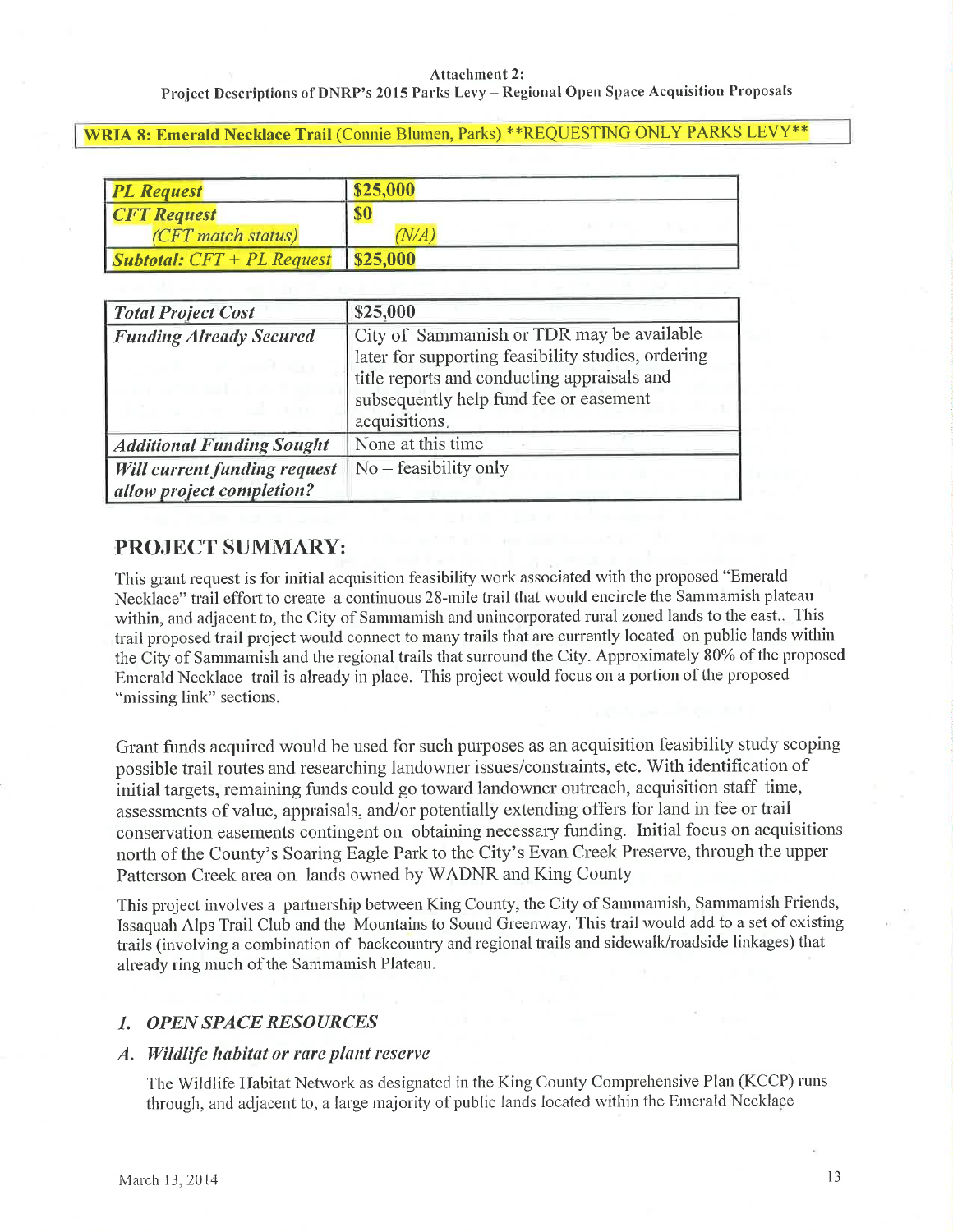**Attachment 2:**
**Project Descriptions of DNRP's 2015 Parks Levy – Regional Open Space Acquisition Proposals**

**WRIA 8: Emerald Necklace Trail** (Connie Blumen, Parks) **\*\*REQUESTING ONLY PARKS LEVY\*\***

| | |
|---|---|
| ***PL Request*** | **$25,000** |
| ***CFT Request*** *(CFT match status)* | **$0** *(N/A)* |
| ***Subtotal: CFT + PL Request*** | **$25,000** |

| | |
|---|---|
| ***Total Project Cost*** | **$25,000** |
| ***Funding Already Secured*** | City of Sammamish or TDR may be available later for supporting feasibility studies, ordering title reports and conducting appraisals and subsequently help fund fee or easement acquisitions. |
| ***Additional Funding Sought*** | None at this time |
| ***Will current funding request allow project completion?*** | No – feasibility only |

## PROJECT SUMMARY:

This grant request is for initial acquisition feasibility work associated with the proposed "Emerald Necklace" trail effort to create a continuous 28-mile trail that would encircle the Sammamish plateau within, and adjacent to, the City of Sammamish and unincorporated rural zoned lands to the east.. This trail proposed trail project would connect to many trails that are currently located on public lands within the City of Sammamish and the regional trails that surround the City. Approximately 80% of the proposed Emerald Necklace trail is already in place. This project would focus on a portion of the proposed "missing link" sections.

Grant funds acquired would be used for such purposes as an acquisition feasibility study scoping possible trail routes and researching landowner issues/constraints, etc. With identification of initial targets, remaining funds could go toward landowner outreach, acquisition staff time, assessments of value, appraisals, and/or potentially extending offers for land in fee or trail conservation easements contingent on obtaining necessary funding. Initial focus on acquisitions north of the County's Soaring Eagle Park to the City's Evan Creek Preserve, through the upper Patterson Creek area on lands owned by WADNR and King County

This project involves a partnership between King County, the City of Sammamish, Sammamish Friends, Issaquah Alps Trail Club and the Mountains to Sound Greenway. This trail would add to a set of existing trails (involving a combination of backcountry and regional trails and sidewalk/roadside linkages) that already ring much of the Sammamish Plateau.

### *1. OPEN SPACE RESOURCES*

#### *A. Wildlife habitat or rare plant reserve*

The Wildlife Habitat Network as designated in the King County Comprehensive Plan (KCCP) runs through, and adjacent to, a large majority of public lands located within the Emerald Necklace

March 13, 2014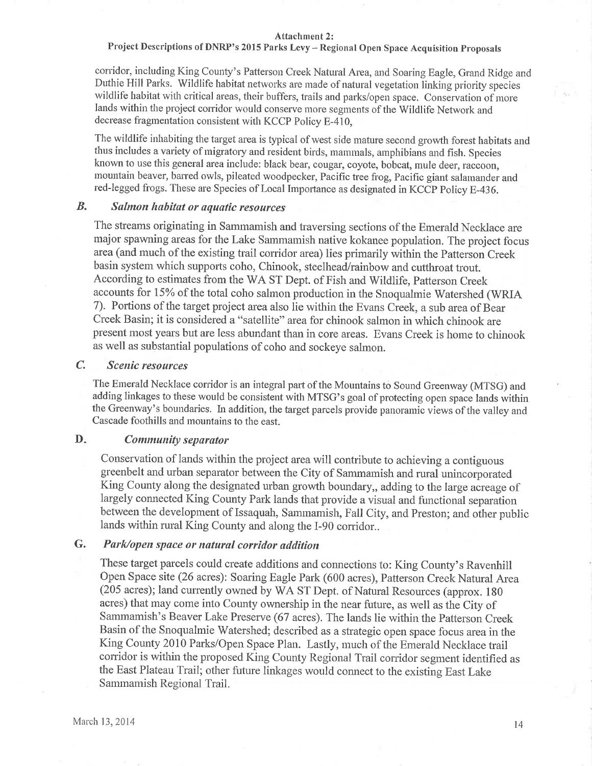corridor, including King County's Patterson Creek Natural Area, and Soaring Eagle, Grand Ridge and Duthie Hill Parks. Wildlife habitat networks are made of natural vegetation linking priority species wildlife habitat with critical areas, their buffers, trails and parks/open space. Conservation of more lands within the project corridor would conserve more segments of the Wildlife Network and decrease fragmentation consistent with KCCP Policy E-410,

The wildlife inhabiting the target area is typical of west side mature second growth forest habitats and thus includes a variety of migratory and resident birds, mammals, amphibians and fish. Species known to use this general area include: black bear, cougar, coyote, bobcat, mule deer, raccoon, mountain beaver, barred owls, pileated woodpecker, Pacific tree frog, Pacific giant salamander and red-legged frogs. These are Species of Local Importance as designated in KCCP Policy E-436.

### *B. Salmon habitat or aquatic resources*

The streams originating in Sammamish and traversing sections of the Emerald Necklace are major spawning areas for the Lake Sammamish native kokanee population. The project focus area (and much of the existing trail corridor area) lies primarily within the Patterson Creek basin system which supports coho, Chinook, steelhead/rainbow and cutthroat trout. According to estimates from the WA ST Dept. of Fish and Wildlife, Patterson Creek accounts for 15% of the total coho salmon production in the Snoqualmie Watershed (WRIA 7). Portions of the target project area also lie within the Evans Creek, a sub area of Bear Creek Basin; it is considered a "satellite" area for chinook salmon in which chinook are present most years but are less abundant than in core areas. Evans Creek is home to chinook as well as substantial populations of coho and sockeye salmon.

### *C. Scenic resources*

The Emerald Necklace corridor is an integral part of the Mountains to Sound Greenway (MTSG) and adding linkages to these would be consistent with MTSG's goal of protecting open space lands within the Greenway's boundaries. In addition, the target parcels provide panoramic views of the valley and Cascade foothills and mountains to the east.

### D. *Community separator*

Conservation of lands within the project area will contribute to achieving a contiguous greenbelt and urban separator between the City of Sammamish and rural unincorporated King County along the designated urban growth boundary,, adding to the large acreage of largely connected King County Park lands that provide a visual and functional separation between the development of Issaquah, Sammamish, Fall City, and Preston; and other public lands within rural King County and along the I-90 corridor..

### G. *Park/open space or natural corridor addition*

These target parcels could create additions and connections to: King County's Ravenhill Open Space site (26 acres): Soaring Eagle Park (600 acres), Patterson Creek Natural Area (205 acres); land currently owned by WA ST Dept. of Natural Resources (approx. 180 acres) that may come into County ownership in the near future, as well as the City of Sammamish's Beaver Lake Preserve (67 acres). The lands lie within the Patterson Creek Basin of the Snoqualmie Watershed; described as a strategic open space focus area in the King County 2010 Parks/Open Space Plan. Lastly, much of the Emerald Necklace trail corridor is within the proposed King County Regional Trail corridor segment identified as the East Plateau Trail; other future linkages would connect to the existing East Lake Sammamish Regional Trail.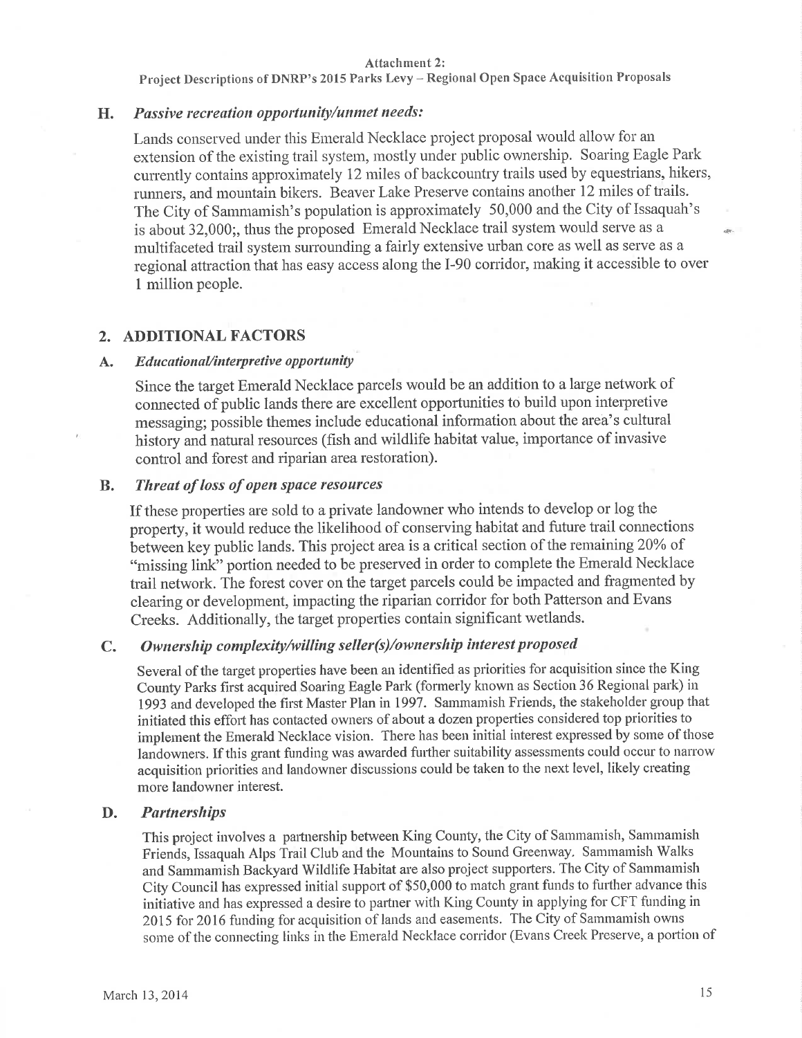Attachment 2:
Project Descriptions of DNRP's 2015 Parks Levy – Regional Open Space Acquisition Proposals

### H. *Passive recreation opportunity/unmet needs:*

Lands conserved under this Emerald Necklace project proposal would allow for an extension of the existing trail system, mostly under public ownership. Soaring Eagle Park currently contains approximately 12 miles of backcountry trails used by equestrians, hikers, runners, and mountain bikers. Beaver Lake Preserve contains another 12 miles of trails. The City of Sammamish's population is approximately 50,000 and the City of Issaquah's is about 32,000;, thus the proposed Emerald Necklace trail system would serve as a multifaceted trail system surrounding a fairly extensive urban core as well as serve as a regional attraction that has easy access along the I-90 corridor, making it accessible to over 1 million people.

## 2. ADDITIONAL FACTORS

### A. *Educational/interpretive opportunity*

Since the target Emerald Necklace parcels would be an addition to a large network of connected of public lands there are excellent opportunities to build upon interpretive messaging; possible themes include educational information about the area's cultural history and natural resources (fish and wildlife habitat value, importance of invasive control and forest and riparian area restoration).

### B. *Threat of loss of open space resources*

If these properties are sold to a private landowner who intends to develop or log the property, it would reduce the likelihood of conserving habitat and future trail connections between key public lands. This project area is a critical section of the remaining 20% of "missing link" portion needed to be preserved in order to complete the Emerald Necklace trail network. The forest cover on the target parcels could be impacted and fragmented by clearing or development, impacting the riparian corridor for both Patterson and Evans Creeks. Additionally, the target properties contain significant wetlands.

### C. *Ownership complexity/willing seller(s)/ownership interest proposed*

Several of the target properties have been an identified as priorities for acquisition since the King County Parks first acquired Soaring Eagle Park (formerly known as Section 36 Regional park) in 1993 and developed the first Master Plan in 1997. Sammamish Friends, the stakeholder group that initiated this effort has contacted owners of about a dozen properties considered top priorities to implement the Emerald Necklace vision. There has been initial interest expressed by some of those landowners. If this grant funding was awarded further suitability assessments could occur to narrow acquisition priorities and landowner discussions could be taken to the next level, likely creating more landowner interest.

### D. *Partnerships*

This project involves a partnership between King County, the City of Sammamish, Sammamish Friends, Issaquah Alps Trail Club and the Mountains to Sound Greenway. Sammamish Walks and Sammamish Backyard Wildlife Habitat are also project supporters. The City of Sammamish City Council has expressed initial support of $50,000 to match grant funds to further advance this initiative and has expressed a desire to partner with King County in applying for CFT funding in 2015 for 2016 funding for acquisition of lands and easements. The City of Sammamish owns some of the connecting links in the Emerald Necklace corridor (Evans Creek Preserve, a portion of

March 13, 2014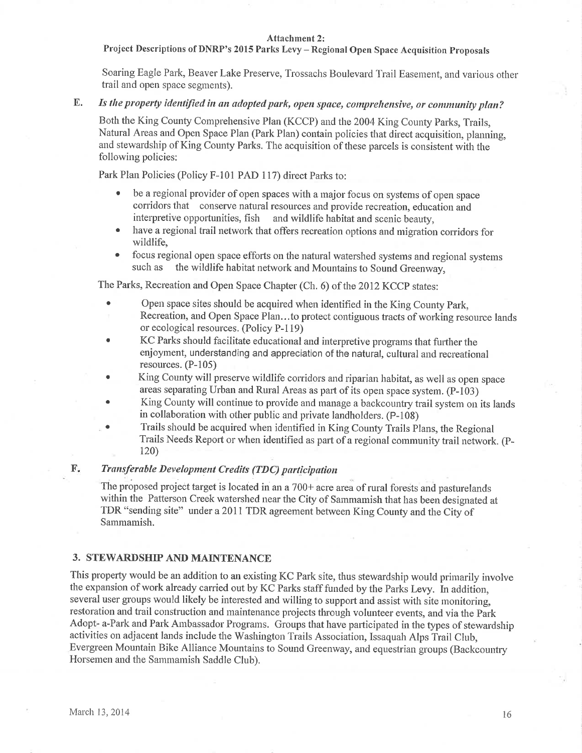Soaring Eagle Park, Beaver Lake Preserve, Trossachs Boulevard Trail Easement, and various other trail and open space segments).

## E. *Is the property identified in an adopted park, open space, comprehensive, or community plan?*

Both the King County Comprehensive Plan (KCCP) and the 2004 King County Parks, Trails, Natural Areas and Open Space Plan (Park Plan) contain policies that direct acquisition, planning, and stewardship of King County Parks. The acquisition of these parcels is consistent with the following policies:

Park Plan Policies (Policy F-101 PAD 117) direct Parks to:

- be a regional provider of open spaces with a major focus on systems of open space corridors that conserve natural resources and provide recreation, education and interpretive opportunities, fish and wildlife habitat and scenic beauty,
- have a regional trail network that offers recreation options and migration corridors for wildlife,
- focus regional open space efforts on the natural watershed systems and regional systems such as the wildlife habitat network and Mountains to Sound Greenway,

The Parks, Recreation and Open Space Chapter (Ch. 6) of the 2012 KCCP states:

- Open space sites should be acquired when identified in the King County Park, Recreation, and Open Space Plan…to protect contiguous tracts of working resource lands or ecological resources. (Policy P-119)
- KC Parks should facilitate educational and interpretive programs that further the enjoyment, understanding and appreciation of the natural, cultural and recreational resources. (P-105)
- King County will preserve wildlife corridors and riparian habitat, as well as open space areas separating Urban and Rural Areas as part of its open space system. (P-103)
- King County will continue to provide and manage a backcountry trail system on its lands in collaboration with other public and private landholders. (P-108)
- Trails should be acquired when identified in King County Trails Plans, the Regional Trails Needs Report or when identified as part of a regional community trail network. (P-120)

## F. *Transferable Development Credits (TDC) participation*

The proposed project target is located in an a 700+ acre area of rural forests and pasturelands within the Patterson Creek watershed near the City of Sammamish that has been designated at TDR "sending site" under a 2011 TDR agreement between King County and the City of Sammamish.

## 3. STEWARDSHIP AND MAINTENANCE

This property would be an addition to an existing KC Park site, thus stewardship would primarily involve the expansion of work already carried out by KC Parks staff funded by the Parks Levy. In addition, several user groups would likely be interested and willing to support and assist with site monitoring, restoration and trail construction and maintenance projects through volunteer events, and via the Park Adopt- a-Park and Park Ambassador Programs. Groups that have participated in the types of stewardship activities on adjacent lands include the Washington Trails Association, Issaquah Alps Trail Club, Evergreen Mountain Bike Alliance Mountains to Sound Greenway, and equestrian groups (Backcountry Horsemen and the Sammamish Saddle Club).

March 13, 2014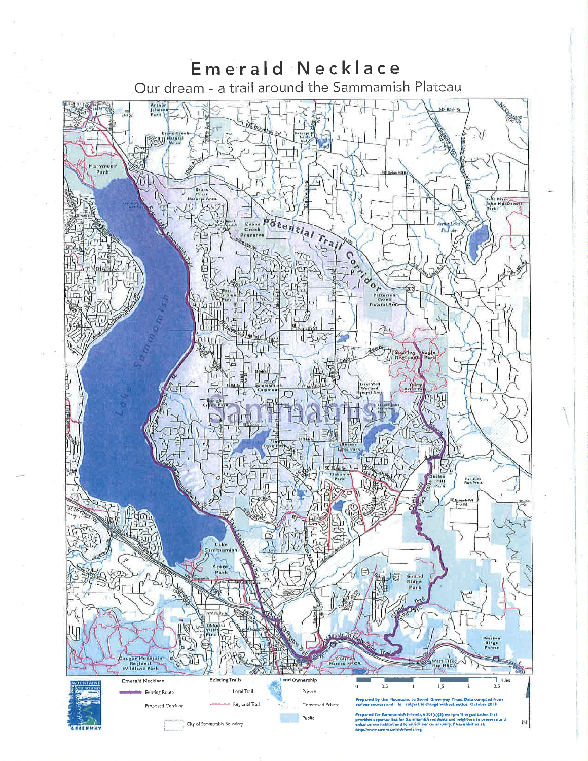# Emerald Necklace

Our dream - a trail around the Sammamish Plateau

**Emerald Necklace**
- Existing Route
- Proposed Corridor

**Existing Trails**
- Local Trail
- Regional Trail

**Land Ownership**
- Private
- Conserved Private
- Public

City of Sammamish Boundary

0 0.5 1 1.5 2 2.5 Miles

Prepared by the Mountains to Sound Greenway Trust. Data compiled from various sources and is subject to change without notice. October 2013

Prepared for Sammamish Friends, a 501(c)(3) non-profit organization that provides opportunities for Sammamish residents and neighbors to preserve and enhance our habitat and to enrich our community. Please visit us at: http://www.sammamishfriends.org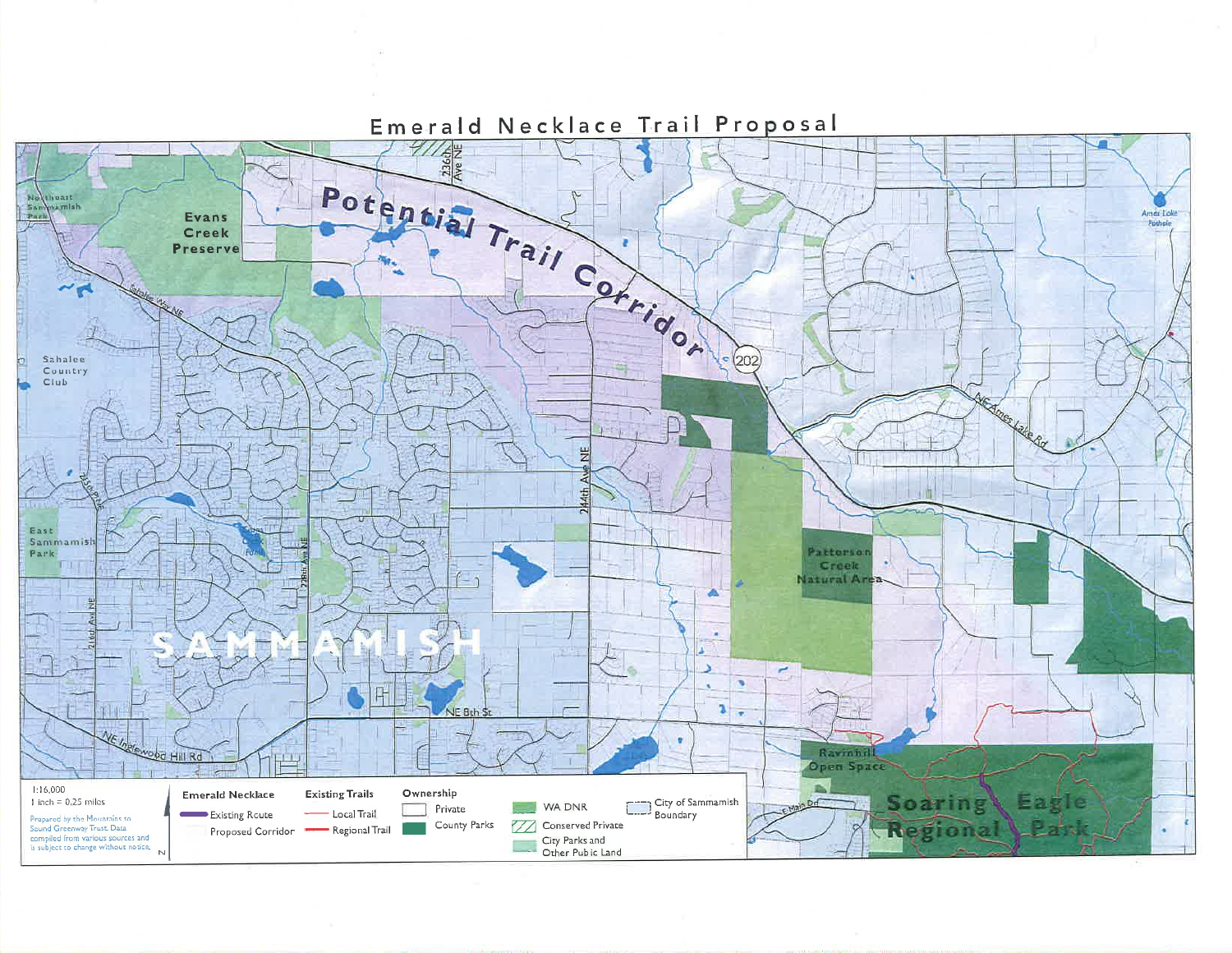# Emerald Necklace Trail Proposal

Potential Trail Corridor

202

Northeast Sammamish Park

Evans Creek Preserve

Sahalee Way NE

Sahalee Country Club

East Sammamish Park

SAMMAMISH

236th Ave NE

244th Ave NE

228th Ave NE

216th Ave NE

NE 8th St

NE Inglewood Hill Rd

NE Ames Lake Rd

Ames Lake Pothole

Patterson Creek Natural Area

Ravenhill Open Space

E Main Dr

Soaring Eagle Regional Park

1:16,000
1 inch = 0.25 miles

Prepared by the Mountains to Sound Greenway Trust. Data compiled from various sources and is subject to change without notice.

N

**Emerald Necklace**
Existing Route
Proposed Corridor

**Existing Trails**
Local Trail
Regional Trail

**Ownership**
Private
County Parks
WA DNR
Conserved Private
City Parks and Other Public Land
City of Sammamish Boundary